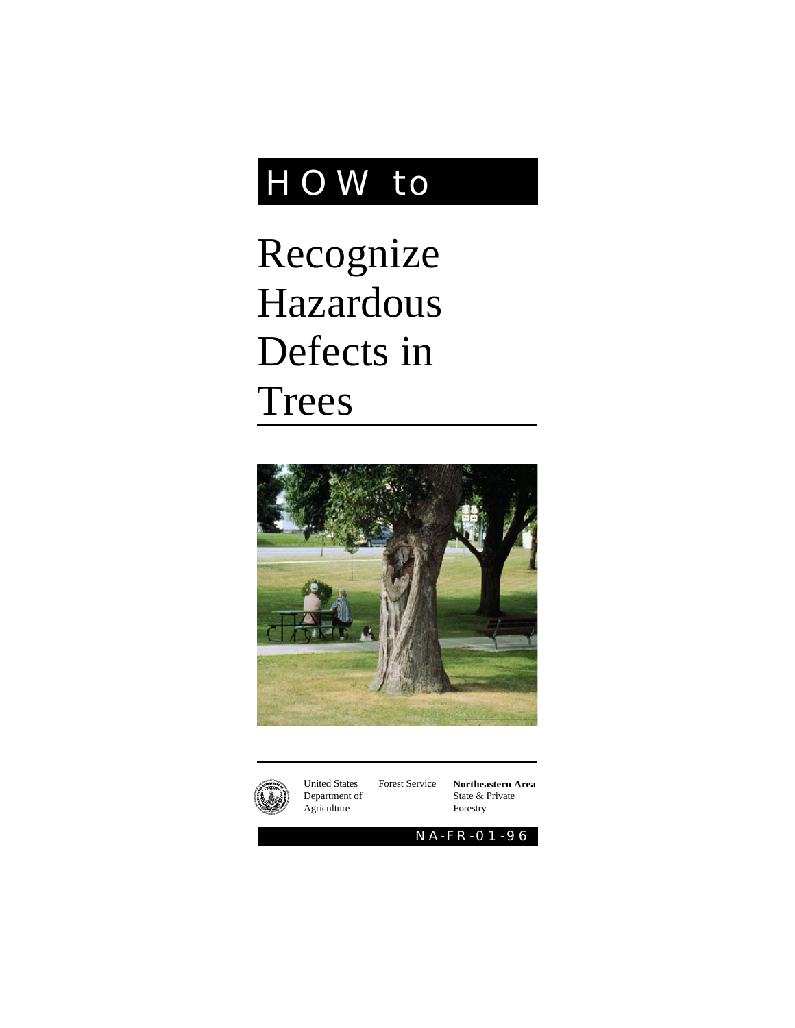# HOW to

# Recognize Hazardous Defects in Trees

United States Department of Agriculture

Forest Service

**Northeastern Area**
State & Private Forestry

NA-FR-01-96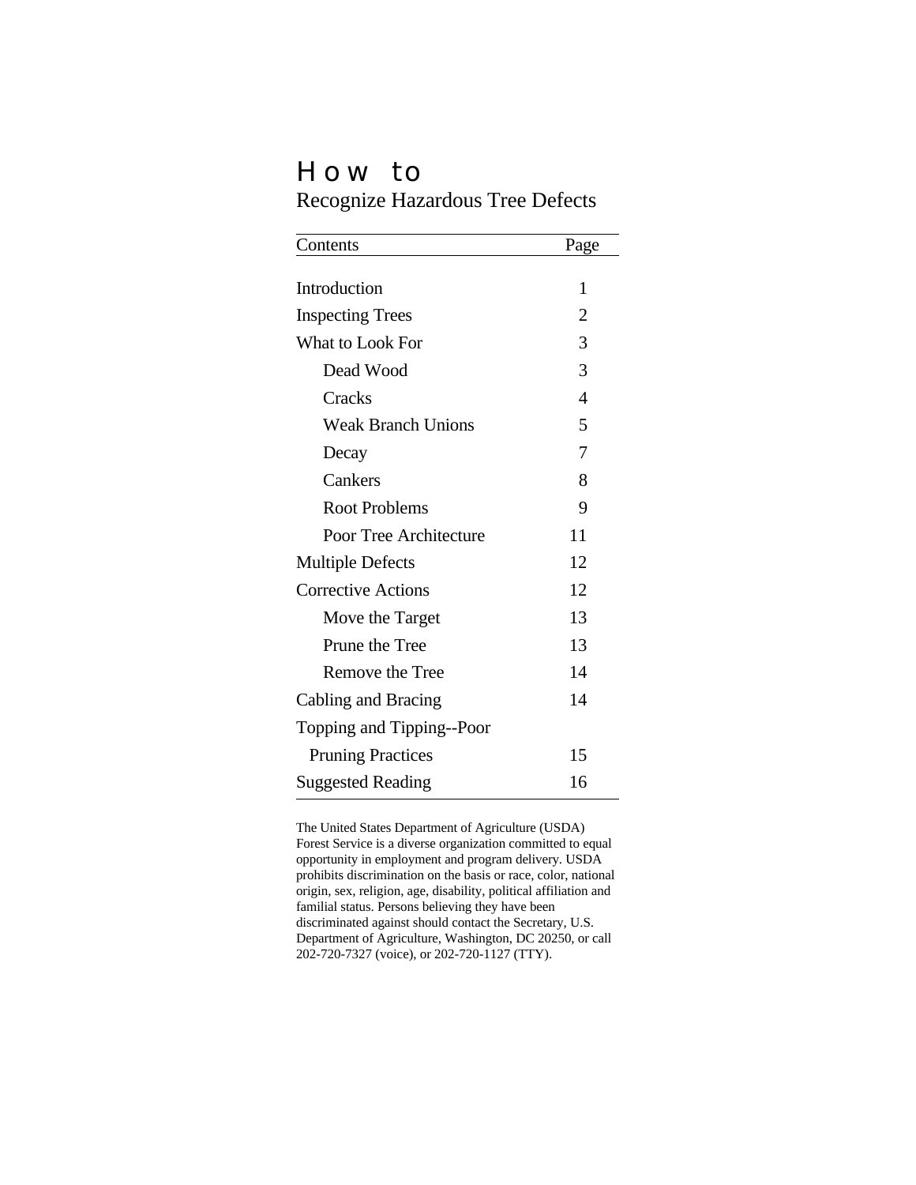# How to
## Recognize Hazardous Tree Defects

| Contents | Page |
| --- | --- |
| Introduction | 1 |
| Inspecting Trees | 2 |
| What to Look For | 3 |
| Dead Wood | 3 |
| Cracks | 4 |
| Weak Branch Unions | 5 |
| Decay | 7 |
| Cankers | 8 |
| Root Problems | 9 |
| Poor Tree Architecture | 11 |
| Multiple Defects | 12 |
| Corrective Actions | 12 |
| Move the Target | 13 |
| Prune the Tree | 13 |
| Remove the Tree | 14 |
| Cabling and Bracing | 14 |
| Topping and Tipping--Poor Pruning Practices | 15 |
| Suggested Reading | 16 |

The United States Department of Agriculture (USDA) Forest Service is a diverse organization committed to equal opportunity in employment and program delivery. USDA prohibits discrimination on the basis or race, color, national origin, sex, religion, age, disability, political affiliation and familial status. Persons believing they have been discriminated against should contact the Secretary, U.S. Department of Agriculture, Washington, DC 20250, or call 202-720-7327 (voice), or 202-720-1127 (TTY).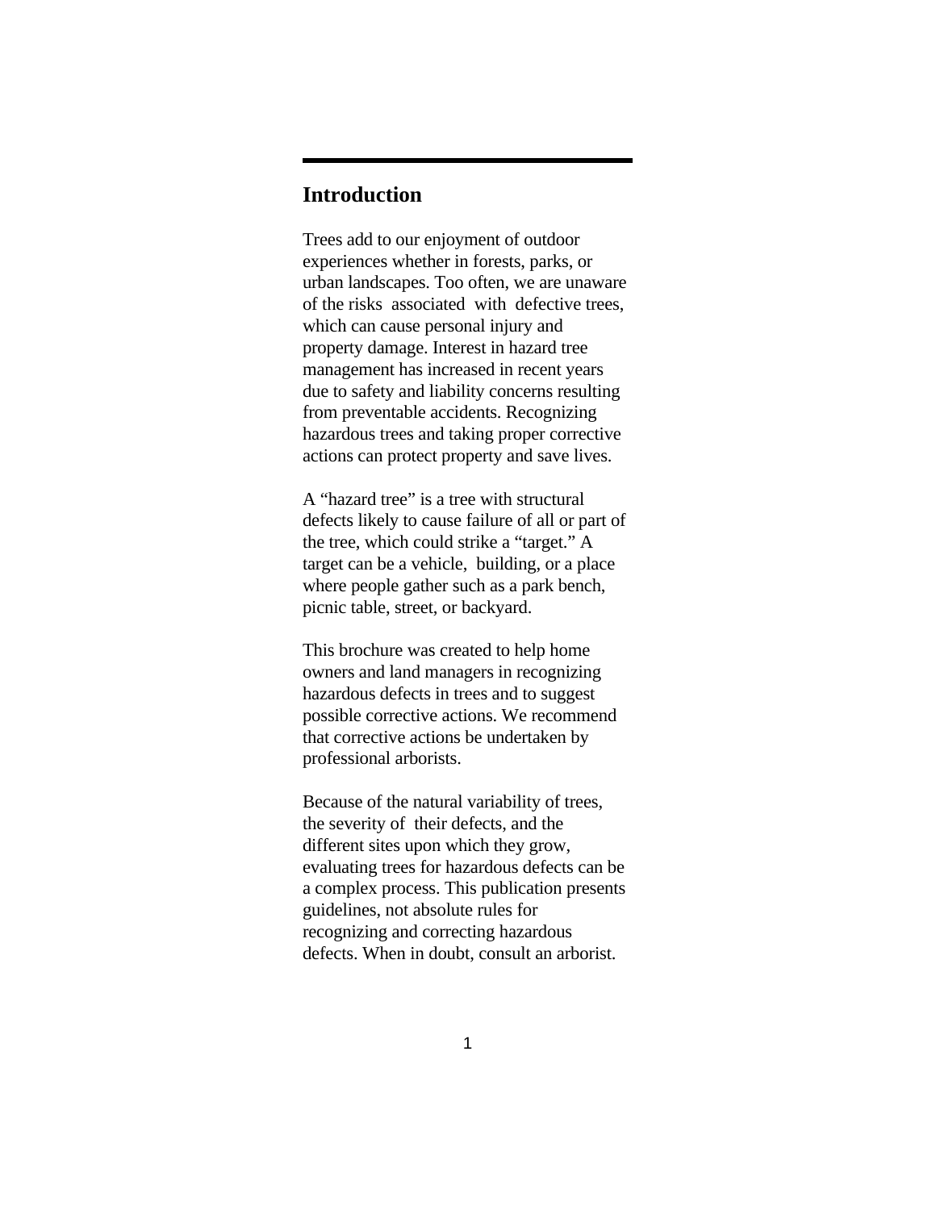## Introduction

Trees add to our enjoyment of outdoor experiences whether in forests, parks, or urban landscapes. Too often, we are unaware of the risks associated with defective trees, which can cause personal injury and property damage. Interest in hazard tree management has increased in recent years due to safety and liability concerns resulting from preventable accidents. Recognizing hazardous trees and taking proper corrective actions can protect property and save lives.

A “hazard tree” is a tree with structural defects likely to cause failure of all or part of the tree, which could strike a “target.” A target can be a vehicle, building, or a place where people gather such as a park bench, picnic table, street, or backyard.

This brochure was created to help home owners and land managers in recognizing hazardous defects in trees and to suggest possible corrective actions. We recommend that corrective actions be undertaken by professional arborists.

Because of the natural variability of trees, the severity of their defects, and the different sites upon which they grow, evaluating trees for hazardous defects can be a complex process. This publication presents guidelines, not absolute rules for recognizing and correcting hazardous defects. When in doubt, consult an arborist.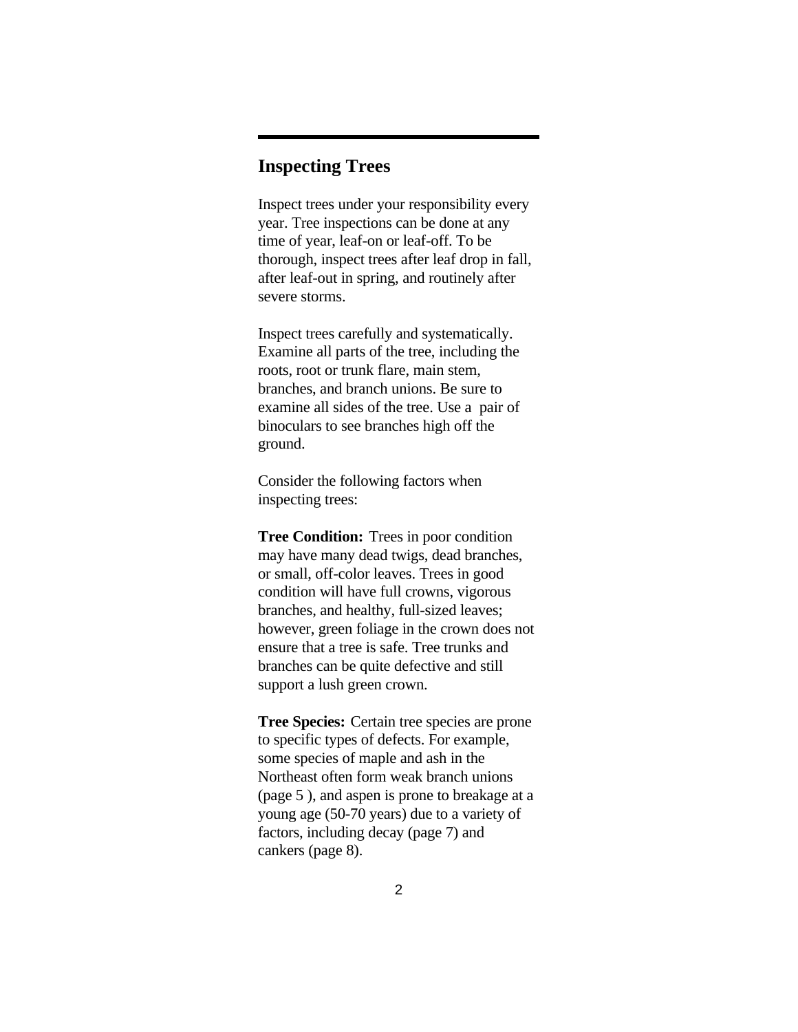## Inspecting Trees

Inspect trees under your responsibility every year. Tree inspections can be done at any time of year, leaf-on or leaf-off. To be thorough, inspect trees after leaf drop in fall, after leaf-out in spring, and routinely after severe storms.

Inspect trees carefully and systematically. Examine all parts of the tree, including the roots, root or trunk flare, main stem, branches, and branch unions. Be sure to examine all sides of the tree. Use a pair of binoculars to see branches high off the ground.

Consider the following factors when inspecting trees:

**Tree Condition:** Trees in poor condition may have many dead twigs, dead branches, or small, off-color leaves. Trees in good condition will have full crowns, vigorous branches, and healthy, full-sized leaves; however, green foliage in the crown does not ensure that a tree is safe. Tree trunks and branches can be quite defective and still support a lush green crown.

**Tree Species:** Certain tree species are prone to specific types of defects. For example, some species of maple and ash in the Northeast often form weak branch unions (page 5 ), and aspen is prone to breakage at a young age (50-70 years) due to a variety of factors, including decay (page 7) and cankers (page 8).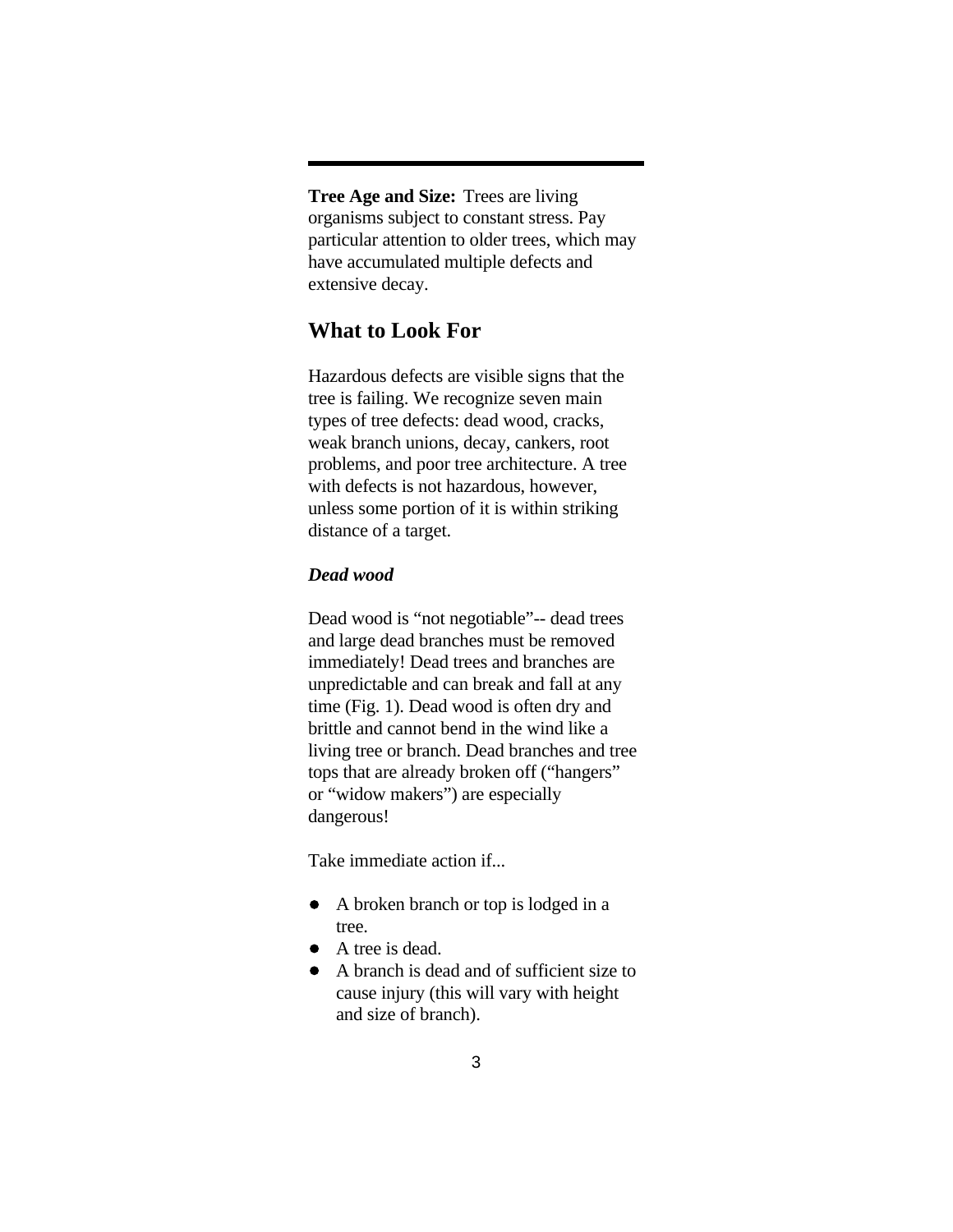**Tree Age and Size:** Trees are living organisms subject to constant stress. Pay particular attention to older trees, which may have accumulated multiple defects and extensive decay.

## What to Look For

Hazardous defects are visible signs that the tree is failing. We recognize seven main types of tree defects: dead wood, cracks, weak branch unions, decay, cankers, root problems, and poor tree architecture. A tree with defects is not hazardous, however, unless some portion of it is within striking distance of a target.

### *Dead wood*

Dead wood is “not negotiable”-- dead trees and large dead branches must be removed immediately! Dead trees and branches are unpredictable and can break and fall at any time (Fig. 1). Dead wood is often dry and brittle and cannot bend in the wind like a living tree or branch. Dead branches and tree tops that are already broken off (“hangers” or “widow makers”) are especially dangerous!

Take immediate action if...

- A broken branch or top is lodged in a tree.
- A tree is dead.
- A branch is dead and of sufficient size to cause injury (this will vary with height and size of branch).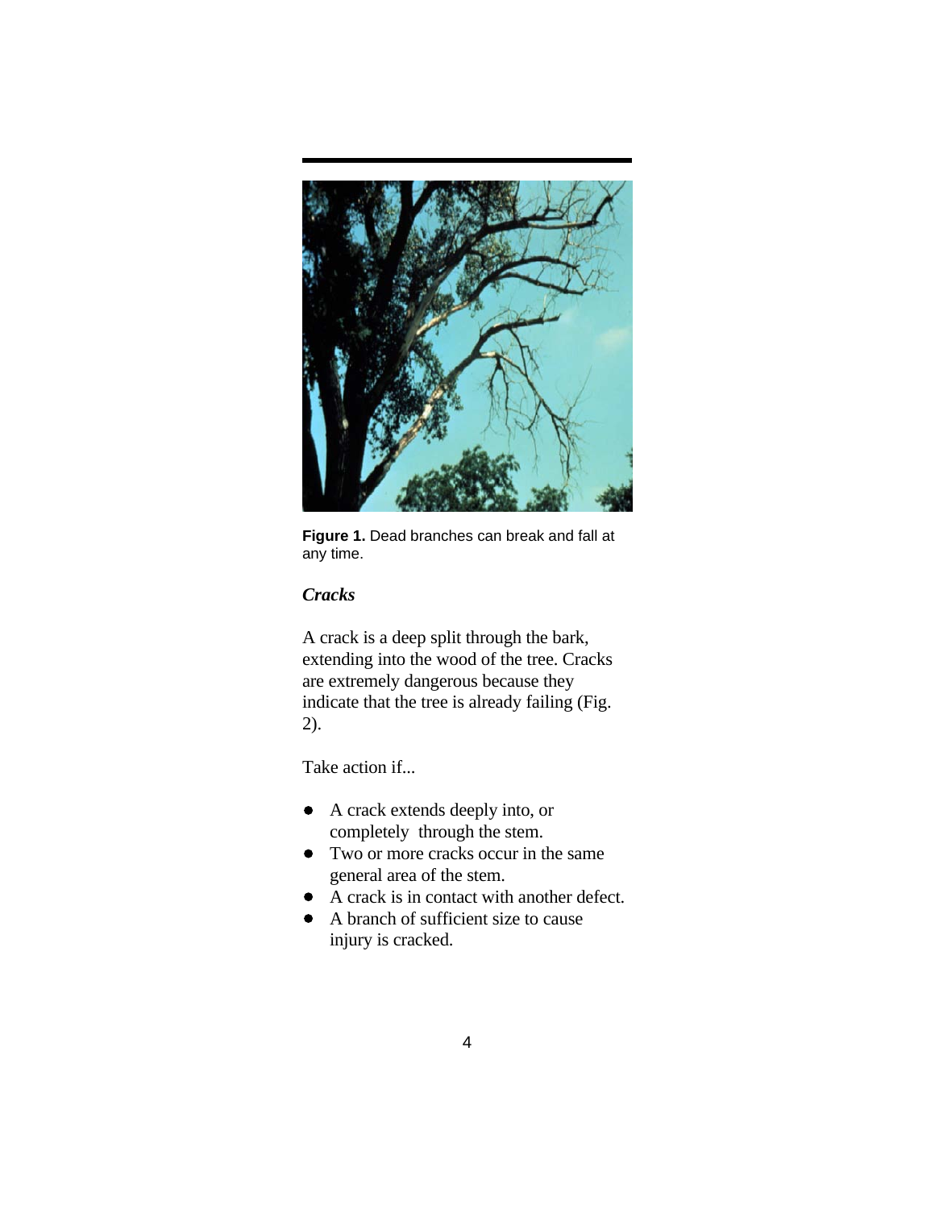**Figure 1.** Dead branches can break and fall at any time.

### *Cracks*

A crack is a deep split through the bark, extending into the wood of the tree. Cracks are extremely dangerous because they indicate that the tree is already failing (Fig. 2).

Take action if...

- A crack extends deeply into, or completely through the stem.
- Two or more cracks occur in the same general area of the stem.
- A crack is in contact with another defect.
- A branch of sufficient size to cause injury is cracked.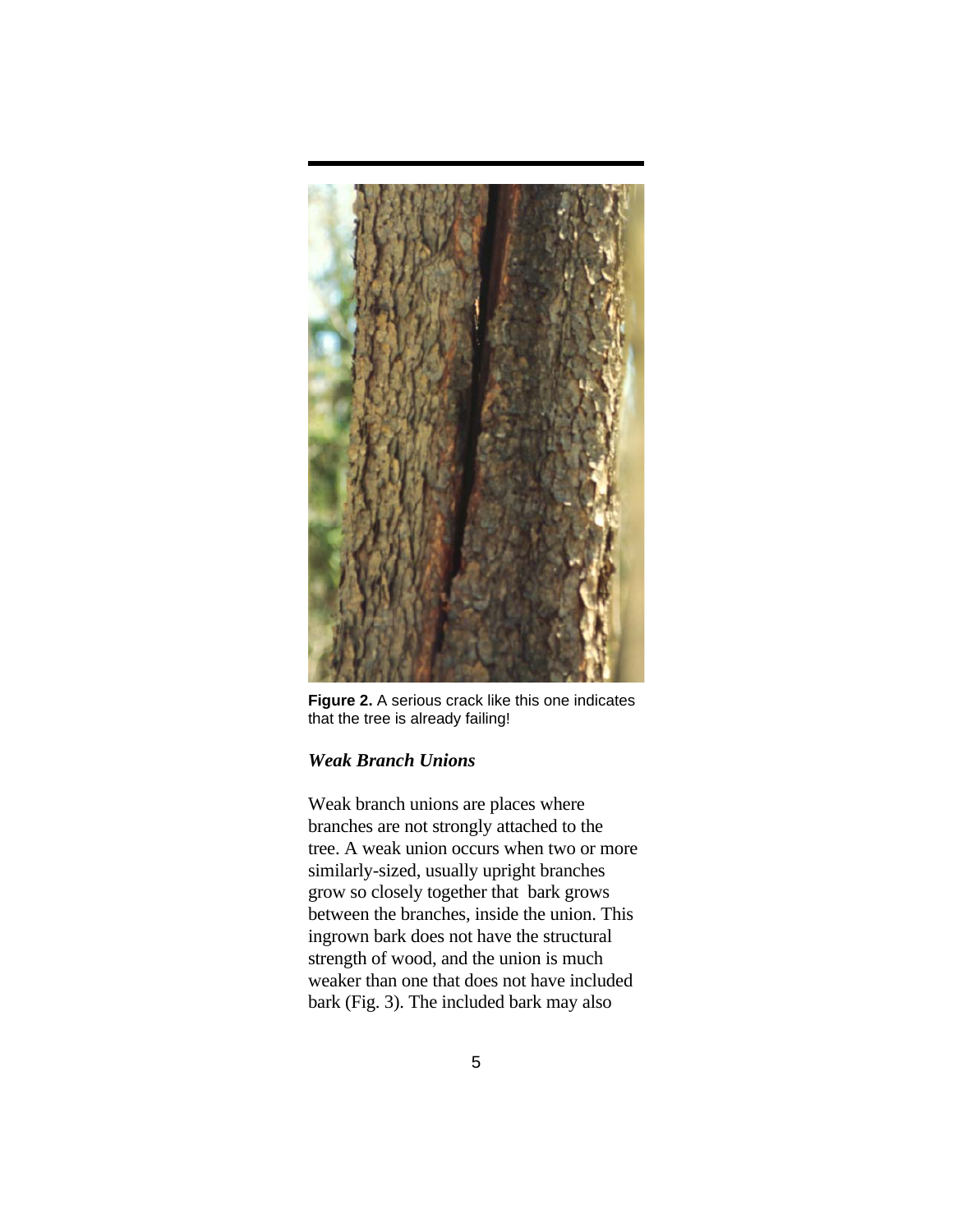**Figure 2.** A serious crack like this one indicates that the tree is already failing!

### *Weak Branch Unions*

Weak branch unions are places where branches are not strongly attached to the tree. A weak union occurs when two or more similarly-sized, usually upright branches grow so closely together that bark grows between the branches, inside the union. This ingrown bark does not have the structural strength of wood, and the union is much weaker than one that does not have included bark (Fig. 3). The included bark may also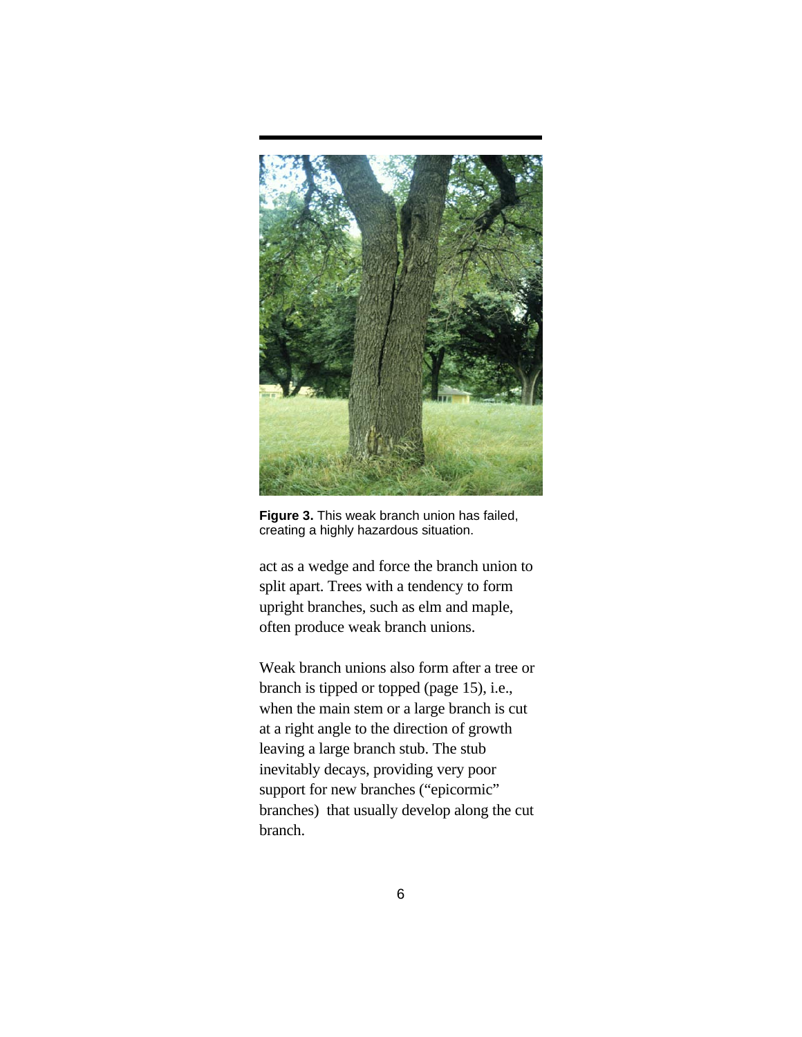**Figure 3.** This weak branch union has failed, creating a highly hazardous situation.

act as a wedge and force the branch union to split apart. Trees with a tendency to form upright branches, such as elm and maple, often produce weak branch unions.

Weak branch unions also form after a tree or branch is tipped or topped (page 15), i.e., when the main stem or a large branch is cut at a right angle to the direction of growth leaving a large branch stub. The stub inevitably decays, providing very poor support for new branches ("epicormic" branches) that usually develop along the cut branch.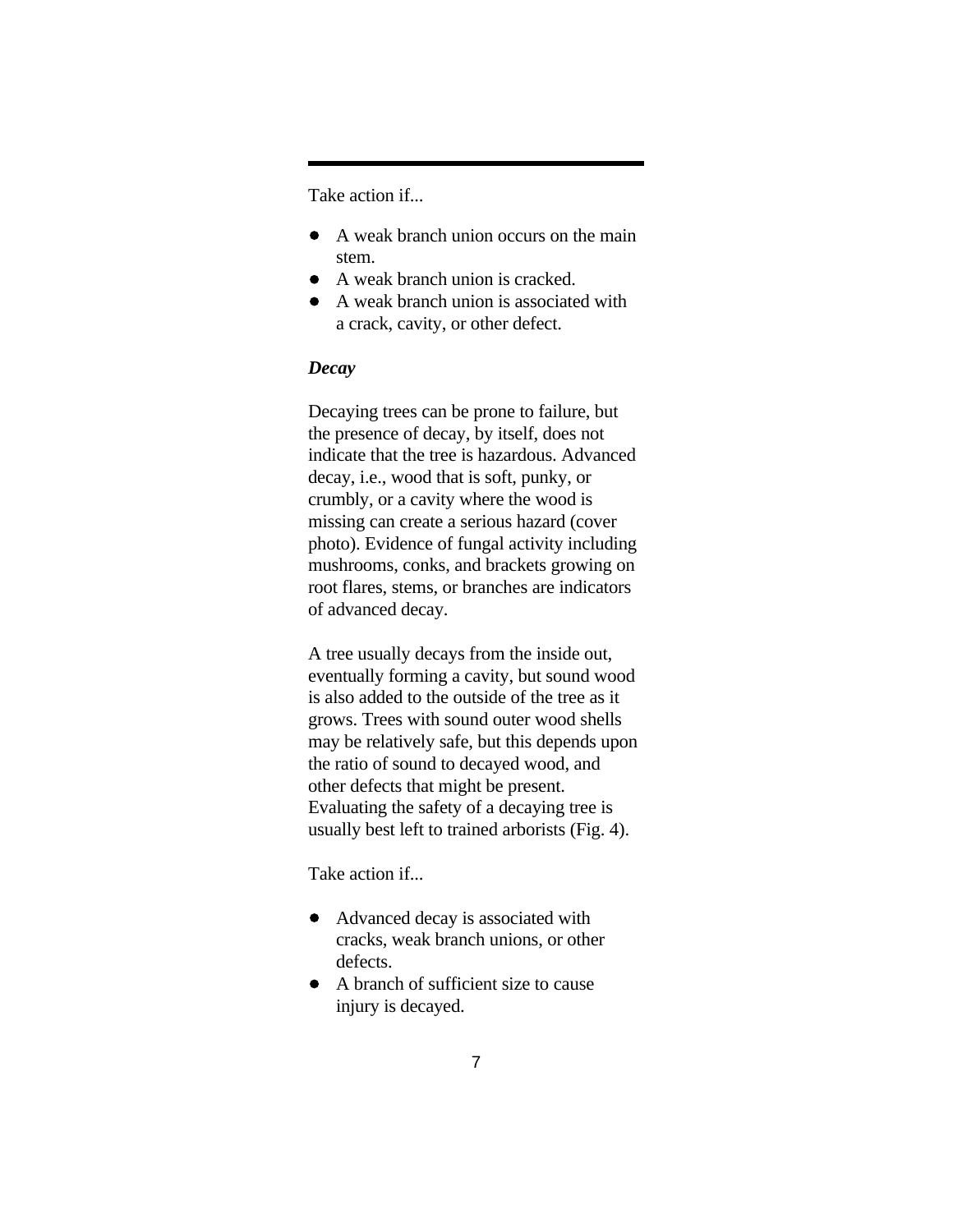Take action if...

- A weak branch union occurs on the main stem.
- A weak branch union is cracked.
- A weak branch union is associated with a crack, cavity, or other defect.

### *Decay*

Decaying trees can be prone to failure, but the presence of decay, by itself, does not indicate that the tree is hazardous. Advanced decay, i.e., wood that is soft, punky, or crumbly, or a cavity where the wood is missing can create a serious hazard (cover photo). Evidence of fungal activity including mushrooms, conks, and brackets growing on root flares, stems, or branches are indicators of advanced decay.

A tree usually decays from the inside out, eventually forming a cavity, but sound wood is also added to the outside of the tree as it grows. Trees with sound outer wood shells may be relatively safe, but this depends upon the ratio of sound to decayed wood, and other defects that might be present. Evaluating the safety of a decaying tree is usually best left to trained arborists (Fig. 4).

Take action if...

- Advanced decay is associated with cracks, weak branch unions, or other defects.
- A branch of sufficient size to cause injury is decayed.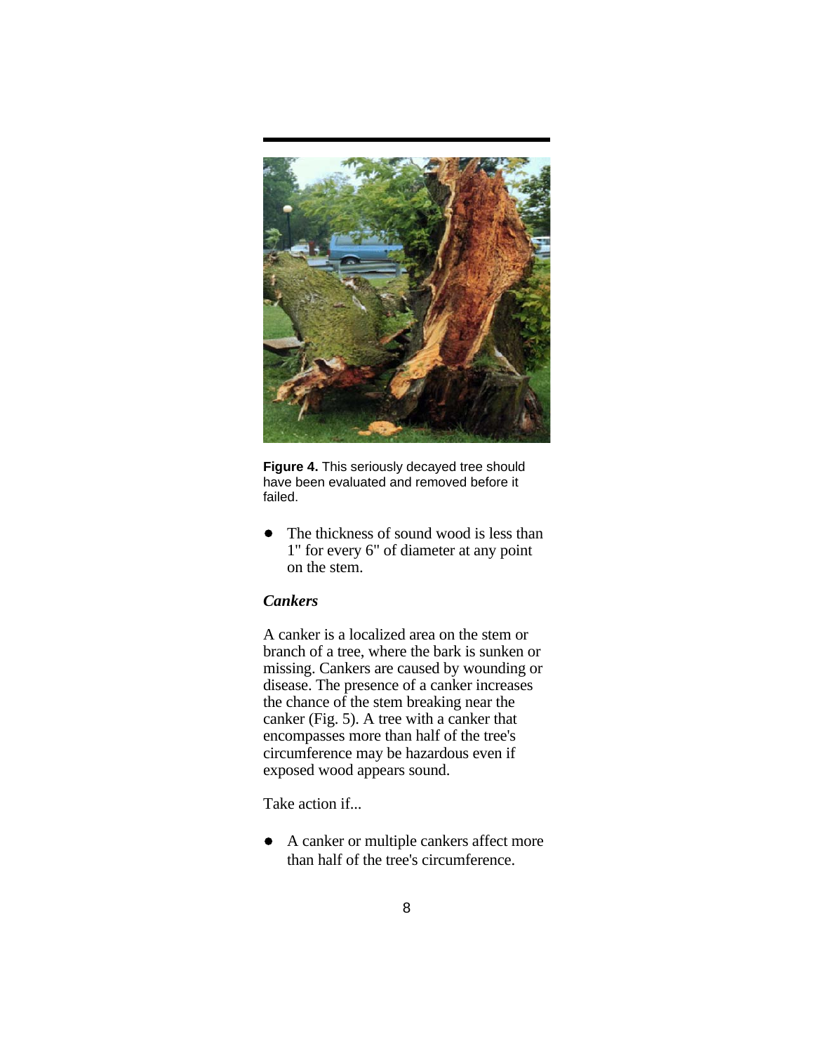**Figure 4.** This seriously decayed tree should have been evaluated and removed before it failed.

- The thickness of sound wood is less than 1" for every 6" of diameter at any point on the stem.

### *Cankers*

A canker is a localized area on the stem or branch of a tree, where the bark is sunken or missing. Cankers are caused by wounding or disease. The presence of a canker increases the chance of the stem breaking near the canker (Fig. 5). A tree with a canker that encompasses more than half of the tree's circumference may be hazardous even if exposed wood appears sound.

Take action if...

- A canker or multiple cankers affect more than half of the tree's circumference.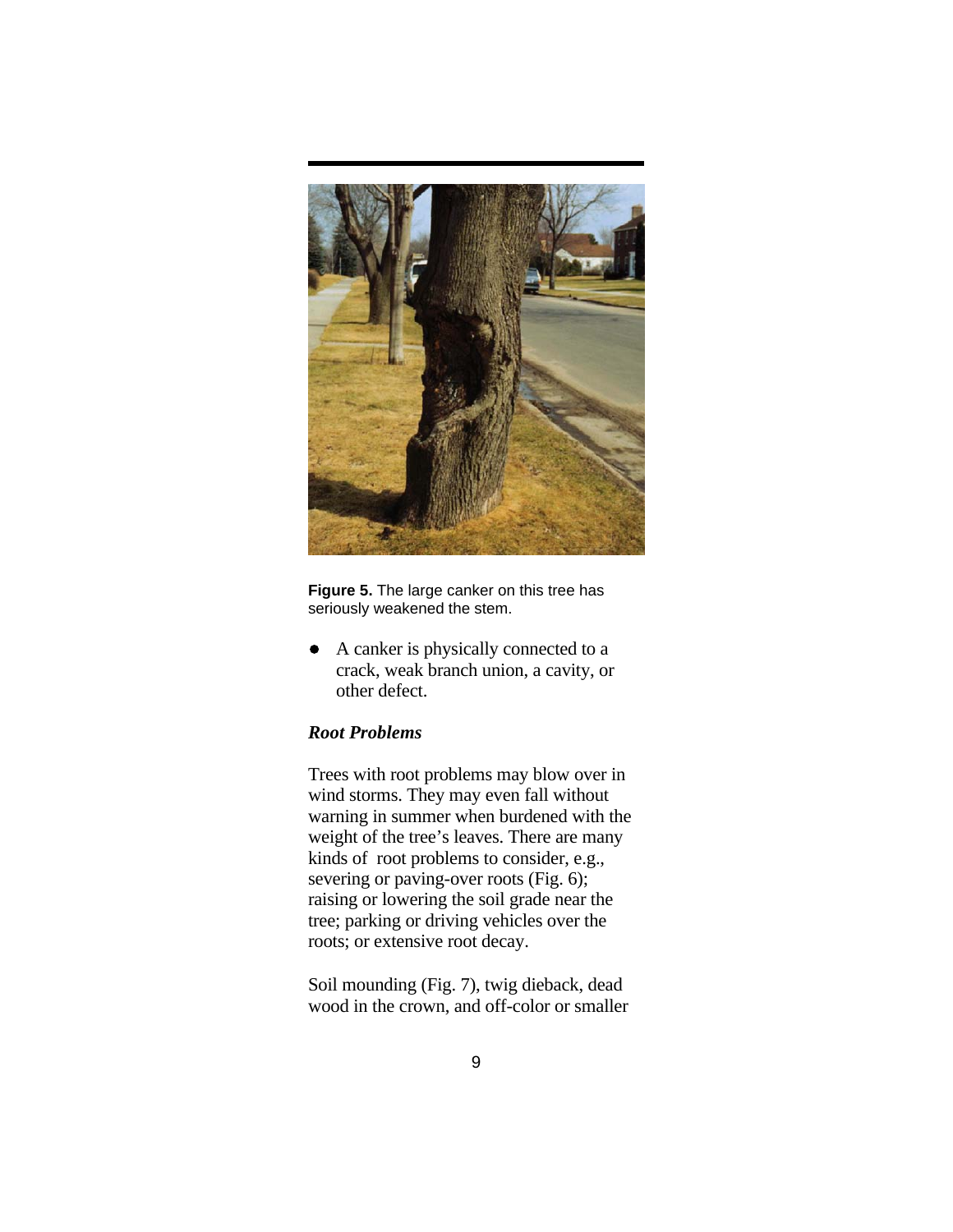**Figure 5.** The large canker on this tree has seriously weakened the stem.

- A canker is physically connected to a crack, weak branch union, a cavity, or other defect.

***Root Problems***

Trees with root problems may blow over in wind storms. They may even fall without warning in summer when burdened with the weight of the tree's leaves. There are many kinds of root problems to consider, e.g., severing or paving-over roots (Fig. 6); raising or lowering the soil grade near the tree; parking or driving vehicles over the roots; or extensive root decay.

Soil mounding (Fig. 7), twig dieback, dead wood in the crown, and off-color or smaller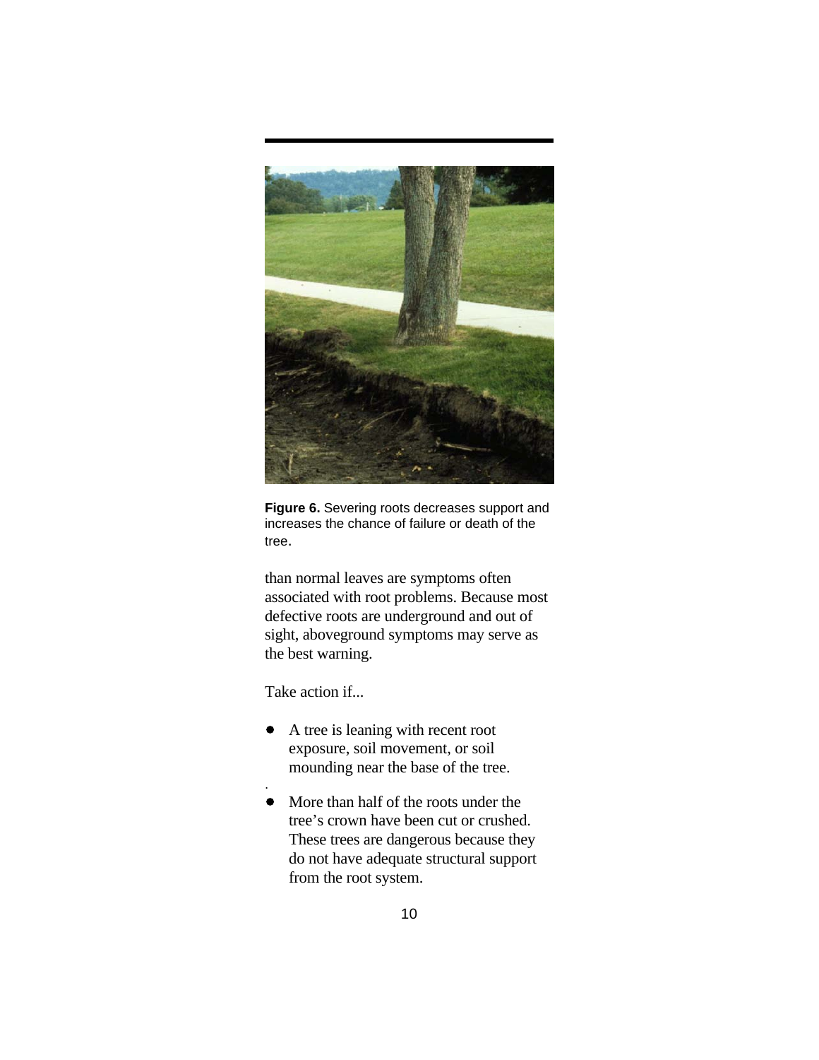**Figure 6.** Severing roots decreases support and increases the chance of failure or death of the tree.

than normal leaves are symptoms often associated with root problems. Because most defective roots are underground and out of sight, aboveground symptoms may serve as the best warning.

Take action if...

- A tree is leaning with recent root exposure, soil movement, or soil mounding near the base of the tree.
- More than half of the roots under the tree's crown have been cut or crushed. These trees are dangerous because they do not have adequate structural support from the root system.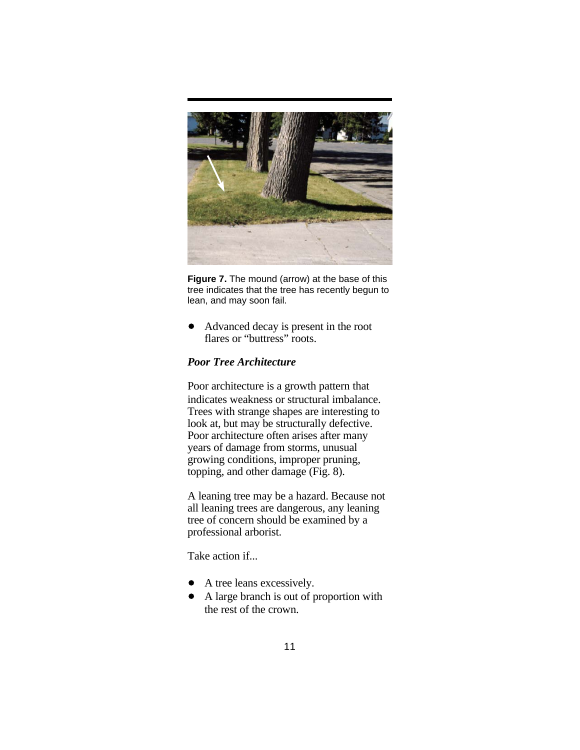**Figure 7.** The mound (arrow) at the base of this tree indicates that the tree has recently begun to lean, and may soon fail.

- Advanced decay is present in the root flares or “buttress” roots.

### *Poor Tree Architecture*

Poor architecture is a growth pattern that indicates weakness or structural imbalance. Trees with strange shapes are interesting to look at, but may be structurally defective. Poor architecture often arises after many years of damage from storms, unusual growing conditions, improper pruning, topping, and other damage (Fig. 8).

A leaning tree may be a hazard. Because not all leaning trees are dangerous, any leaning tree of concern should be examined by a professional arborist.

Take action if...

- A tree leans excessively.
- A large branch is out of proportion with the rest of the crown.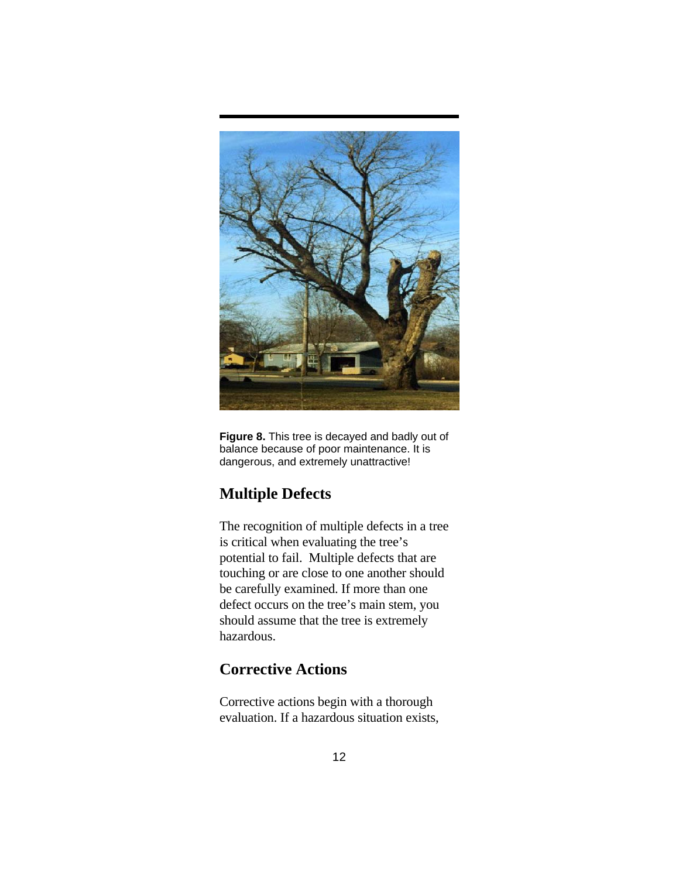**Figure 8.** This tree is decayed and badly out of balance because of poor maintenance. It is dangerous, and extremely unattractive!

## Multiple Defects

The recognition of multiple defects in a tree is critical when evaluating the tree's potential to fail. Multiple defects that are touching or are close to one another should be carefully examined. If more than one defect occurs on the tree's main stem, you should assume that the tree is extremely hazardous.

## Corrective Actions

Corrective actions begin with a thorough evaluation. If a hazardous situation exists,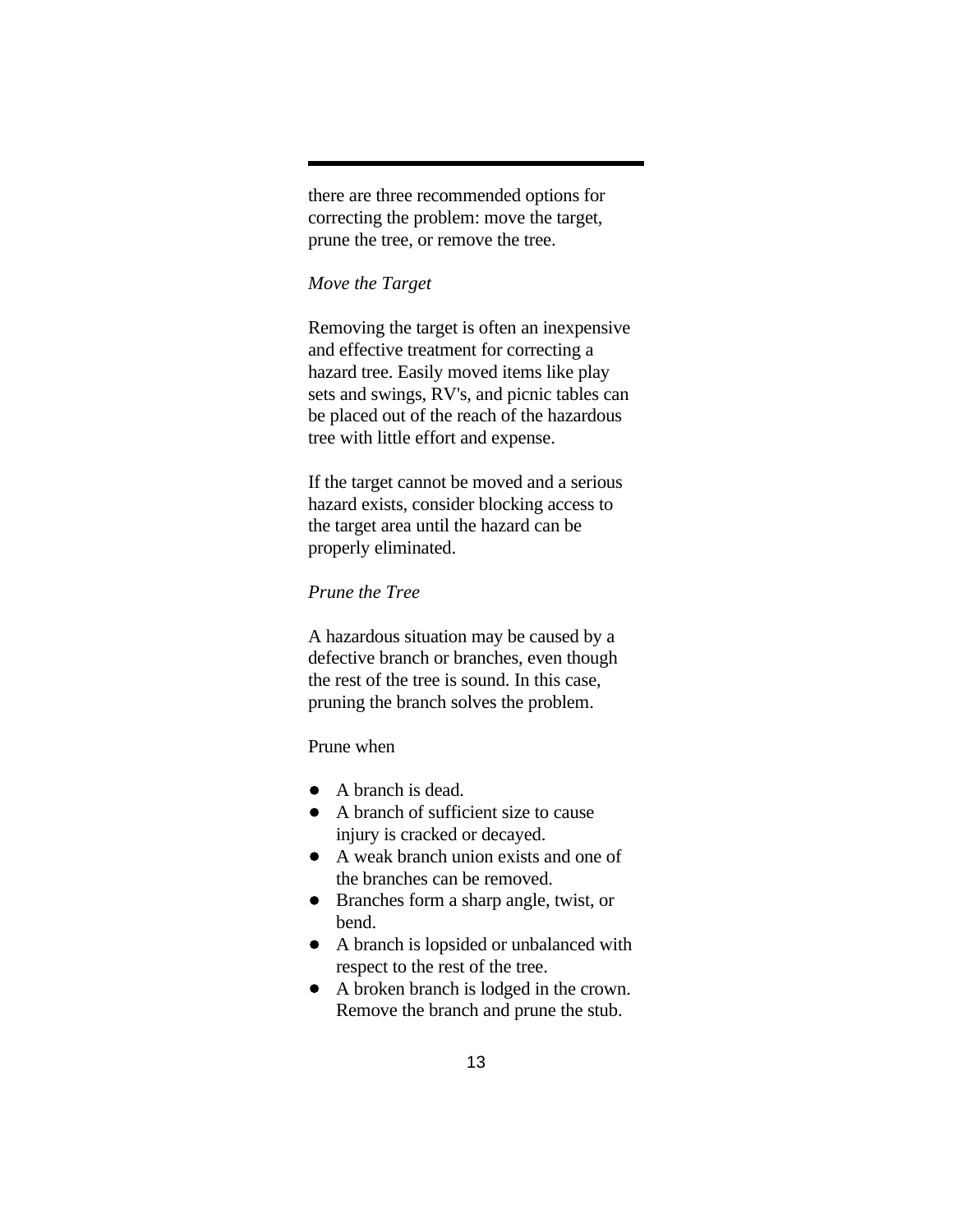there are three recommended options for correcting the problem: move the target, prune the tree, or remove the tree.

*Move the Target*

Removing the target is often an inexpensive and effective treatment for correcting a hazard tree. Easily moved items like play sets and swings, RV's, and picnic tables can be placed out of the reach of the hazardous tree with little effort and expense.

If the target cannot be moved and a serious hazard exists, consider blocking access to the target area until the hazard can be properly eliminated.

*Prune the Tree*

A hazardous situation may be caused by a defective branch or branches, even though the rest of the tree is sound. In this case, pruning the branch solves the problem.

Prune when

- A branch is dead.
- A branch of sufficient size to cause injury is cracked or decayed.
- A weak branch union exists and one of the branches can be removed.
- Branches form a sharp angle, twist, or bend.
- A branch is lopsided or unbalanced with respect to the rest of the tree.
- A broken branch is lodged in the crown. Remove the branch and prune the stub.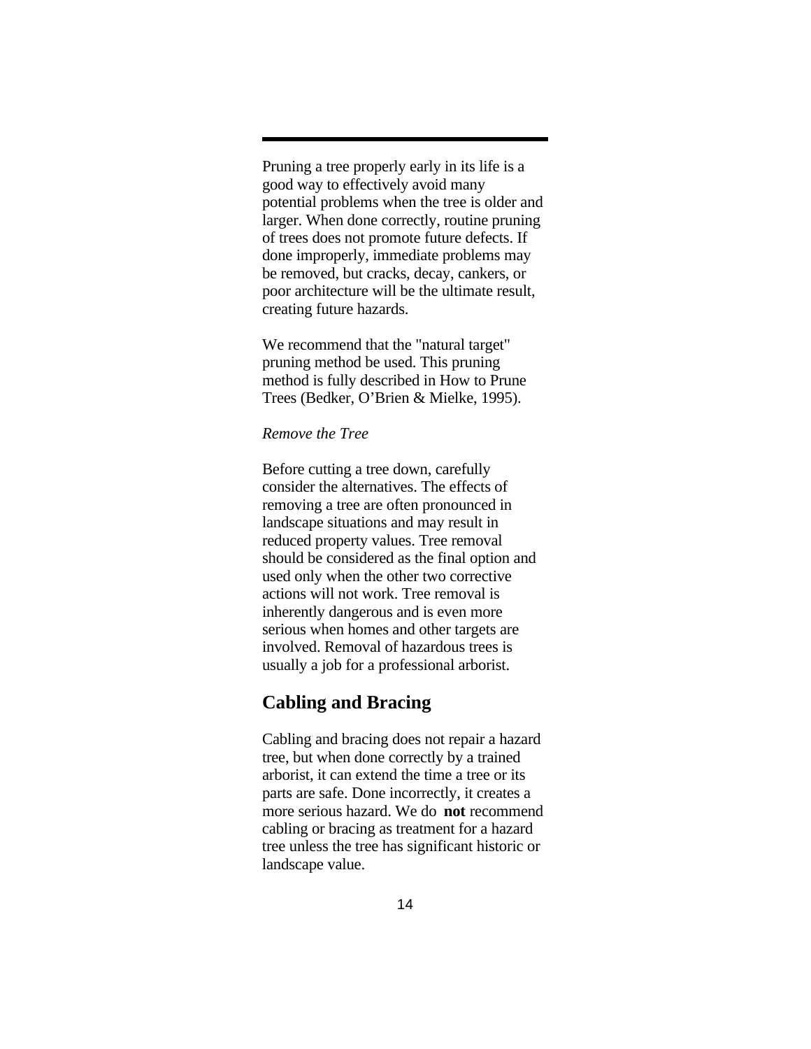Pruning a tree properly early in its life is a good way to effectively avoid many potential problems when the tree is older and larger. When done correctly, routine pruning of trees does not promote future defects. If done improperly, immediate problems may be removed, but cracks, decay, cankers, or poor architecture will be the ultimate result, creating future hazards.

We recommend that the "natural target" pruning method be used. This pruning method is fully described in How to Prune Trees (Bedker, O'Brien & Mielke, 1995).

*Remove the Tree*

Before cutting a tree down, carefully consider the alternatives. The effects of removing a tree are often pronounced in landscape situations and may result in reduced property values. Tree removal should be considered as the final option and used only when the other two corrective actions will not work. Tree removal is inherently dangerous and is even more serious when homes and other targets are involved. Removal of hazardous trees is usually a job for a professional arborist.

## Cabling and Bracing

Cabling and bracing does not repair a hazard tree, but when done correctly by a trained arborist, it can extend the time a tree or its parts are safe. Done incorrectly, it creates a more serious hazard. We do **not** recommend cabling or bracing as treatment for a hazard tree unless the tree has significant historic or landscape value.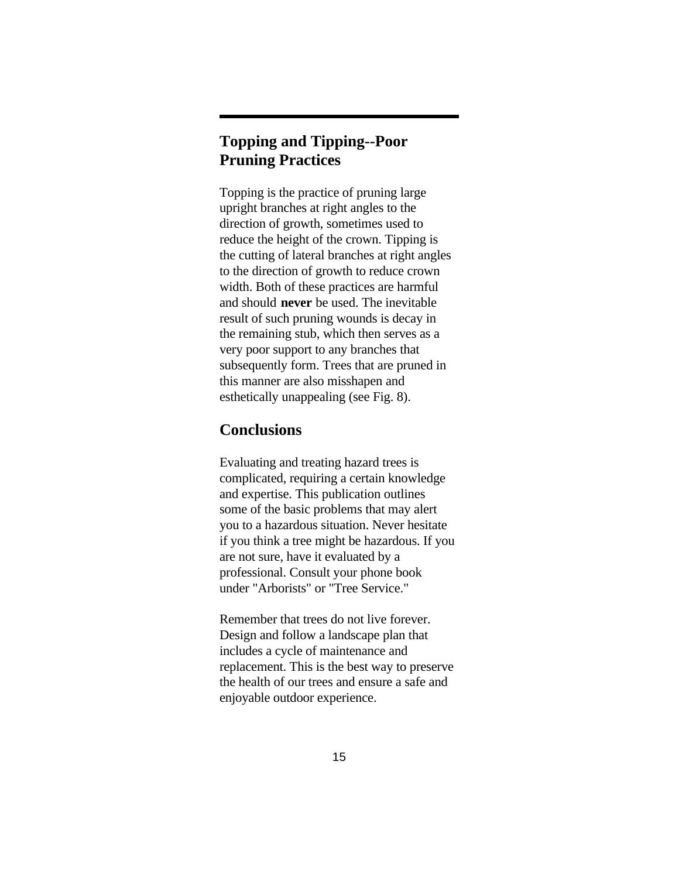## Topping and Tipping--Poor Pruning Practices

Topping is the practice of pruning large upright branches at right angles to the direction of growth, sometimes used to reduce the height of the crown. Tipping is the cutting of lateral branches at right angles to the direction of growth to reduce crown width. Both of these practices are harmful and should **never** be used. The inevitable result of such pruning wounds is decay in the remaining stub, which then serves as a very poor support to any branches that subsequently form. Trees that are pruned in this manner are also misshapen and esthetically unappealing (see Fig. 8).

## Conclusions

Evaluating and treating hazard trees is complicated, requiring a certain knowledge and expertise. This publication outlines some of the basic problems that may alert you to a hazardous situation. Never hesitate if you think a tree might be hazardous. If you are not sure, have it evaluated by a professional. Consult your phone book under "Arborists" or "Tree Service."

Remember that trees do not live forever. Design and follow a landscape plan that includes a cycle of maintenance and replacement. This is the best way to preserve the health of our trees and ensure a safe and enjoyable outdoor experience.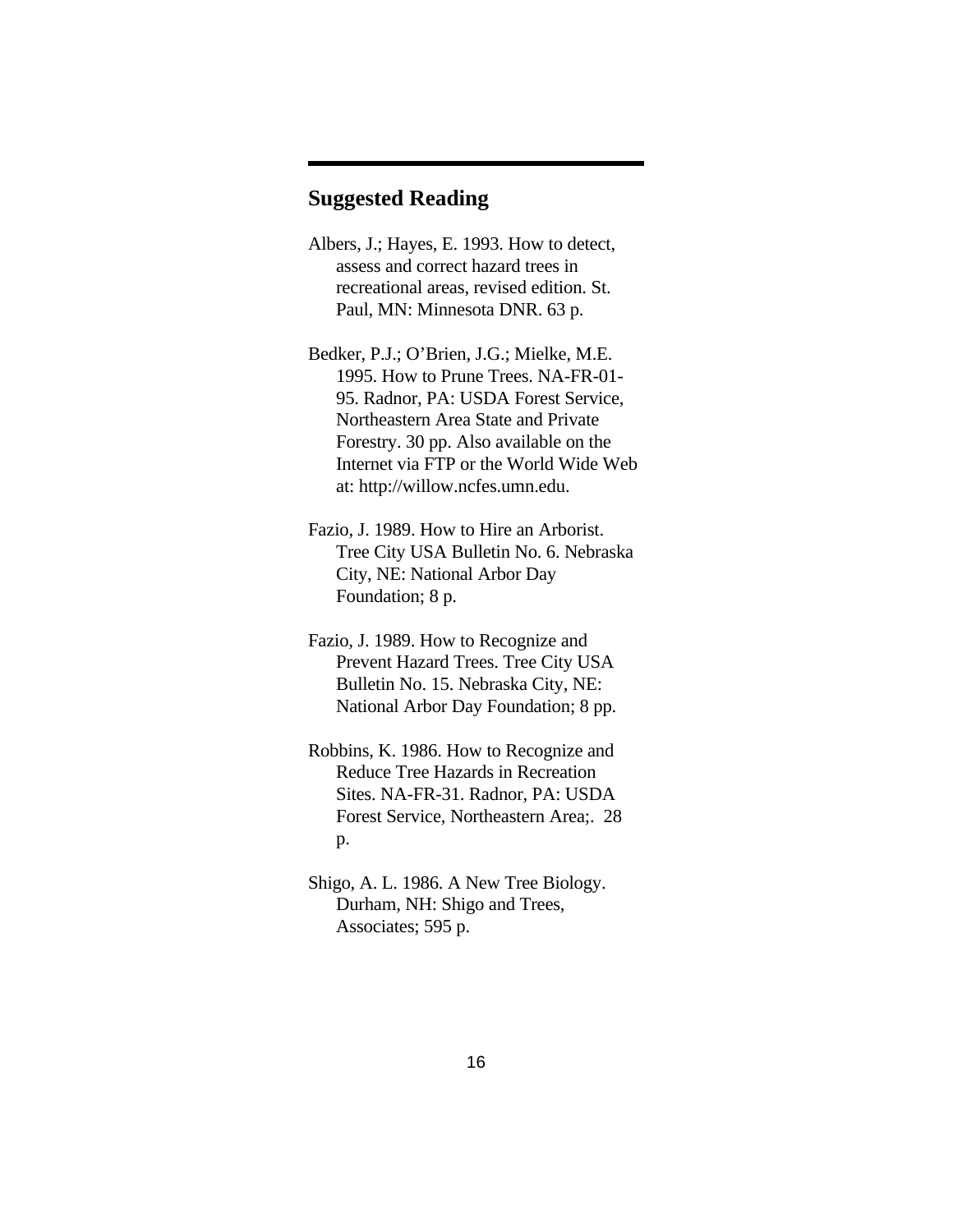## Suggested Reading

Albers, J.; Hayes, E. 1993. How to detect, assess and correct hazard trees in recreational areas, revised edition. St. Paul, MN: Minnesota DNR. 63 p.

Bedker, P.J.; O'Brien, J.G.; Mielke, M.E. 1995. How to Prune Trees. NA-FR-01-95. Radnor, PA: USDA Forest Service, Northeastern Area State and Private Forestry. 30 pp. Also available on the Internet via FTP or the World Wide Web at: http://willow.ncfes.umn.edu.

Fazio, J. 1989. How to Hire an Arborist. Tree City USA Bulletin No. 6. Nebraska City, NE: National Arbor Day Foundation; 8 p.

Fazio, J. 1989. How to Recognize and Prevent Hazard Trees. Tree City USA Bulletin No. 15. Nebraska City, NE: National Arbor Day Foundation; 8 pp.

Robbins, K. 1986. How to Recognize and Reduce Tree Hazards in Recreation Sites. NA-FR-31. Radnor, PA: USDA Forest Service, Northeastern Area;. 28 p.

Shigo, A. L. 1986. A New Tree Biology. Durham, NH: Shigo and Trees, Associates; 595 p.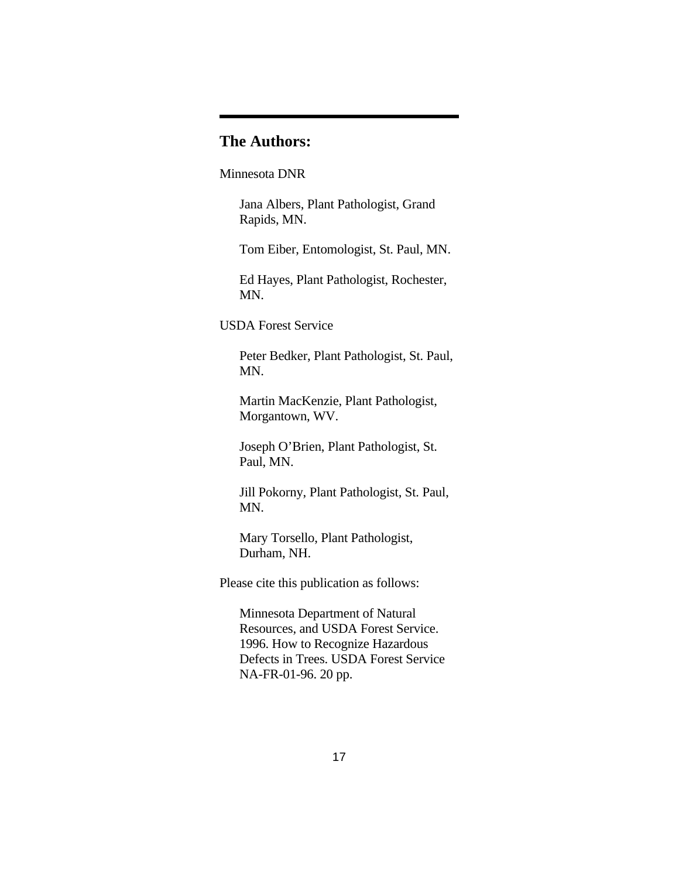## The Authors:

Minnesota DNR

Jana Albers, Plant Pathologist, Grand Rapids, MN.

Tom Eiber, Entomologist, St. Paul, MN.

Ed Hayes, Plant Pathologist, Rochester, MN.

USDA Forest Service

Peter Bedker, Plant Pathologist, St. Paul, MN.

Martin MacKenzie, Plant Pathologist, Morgantown, WV.

Joseph O'Brien, Plant Pathologist, St. Paul, MN.

Jill Pokorny, Plant Pathologist, St. Paul, MN.

Mary Torsello, Plant Pathologist, Durham, NH.

Please cite this publication as follows:

Minnesota Department of Natural Resources, and USDA Forest Service. 1996. How to Recognize Hazardous Defects in Trees. USDA Forest Service NA-FR-01-96. 20 pp.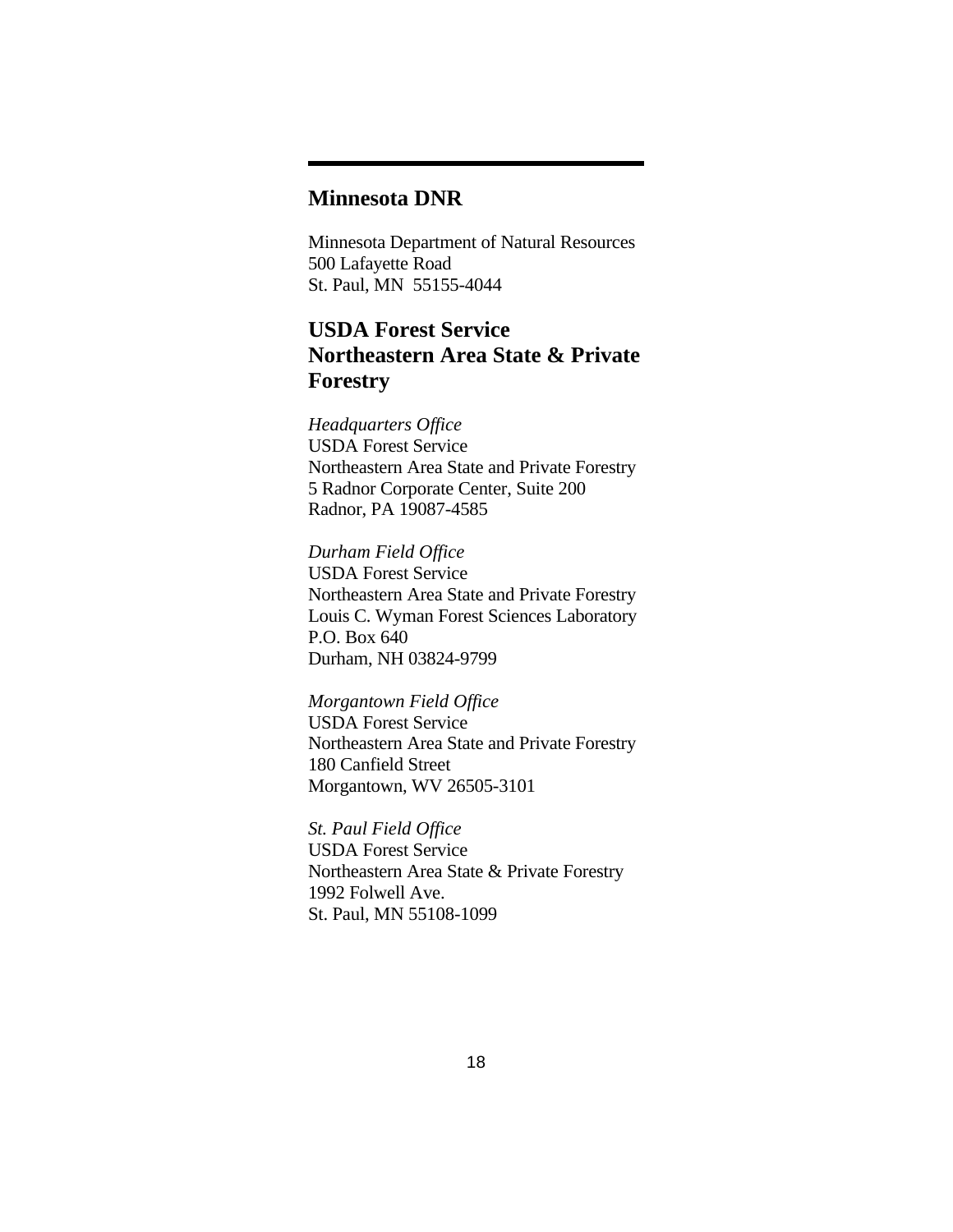## Minnesota DNR

Minnesota Department of Natural Resources
500 Lafayette Road
St. Paul, MN 55155-4044

## USDA Forest Service Northeastern Area State & Private Forestry

*Headquarters Office*
USDA Forest Service
Northeastern Area State and Private Forestry
5 Radnor Corporate Center, Suite 200
Radnor, PA 19087-4585

*Durham Field Office*
USDA Forest Service
Northeastern Area State and Private Forestry
Louis C. Wyman Forest Sciences Laboratory
P.O. Box 640
Durham, NH 03824-9799

*Morgantown Field Office*
USDA Forest Service
Northeastern Area State and Private Forestry
180 Canfield Street
Morgantown, WV 26505-3101

*St. Paul Field Office*
USDA Forest Service
Northeastern Area State & Private Forestry
1992 Folwell Ave.
St. Paul, MN 55108-1099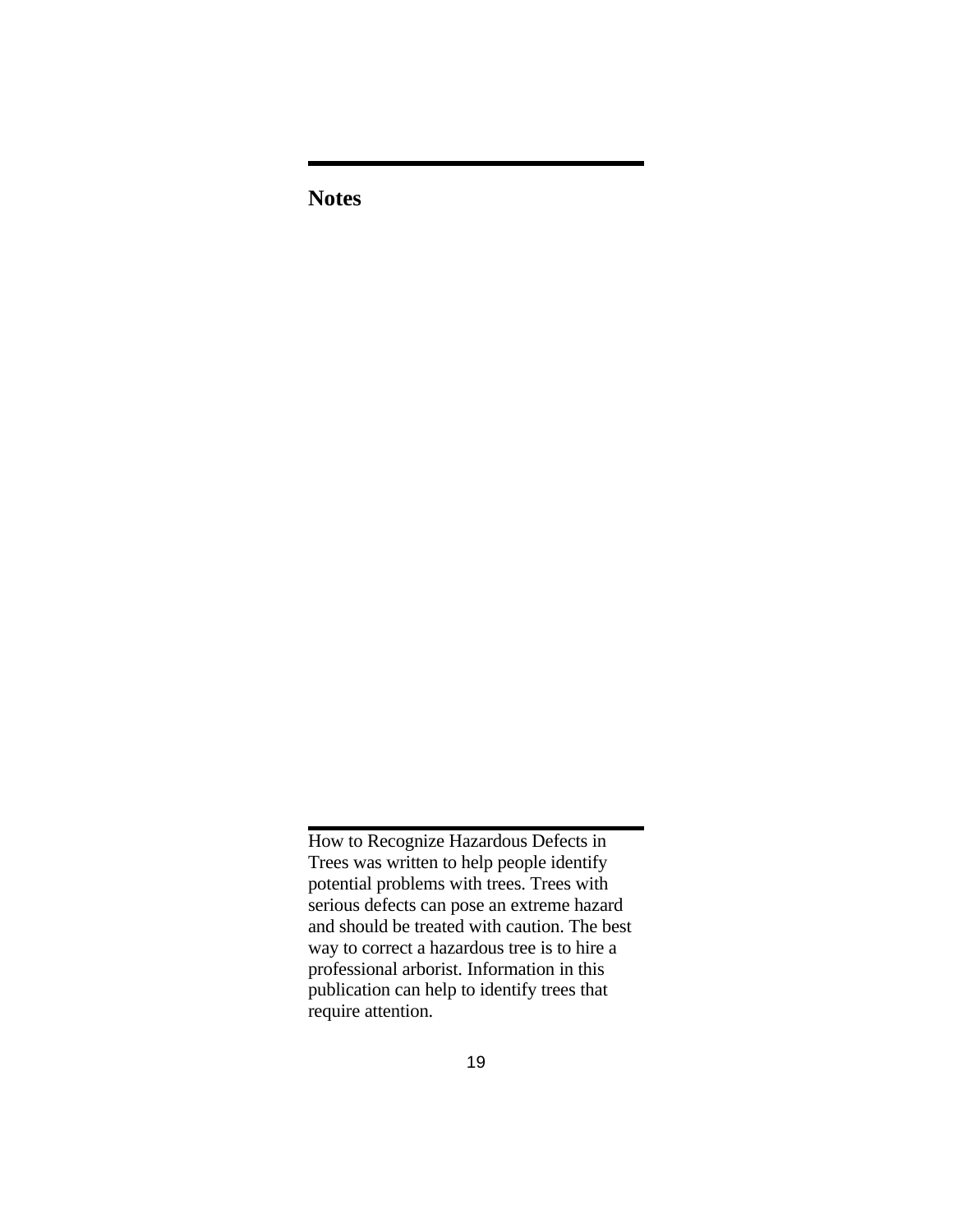## Notes

---

How to Recognize Hazardous Defects in Trees was written to help people identify potential problems with trees. Trees with serious defects can pose an extreme hazard and should be treated with caution. The best way to correct a hazardous tree is to hire a professional arborist. Information in this publication can help to identify trees that require attention.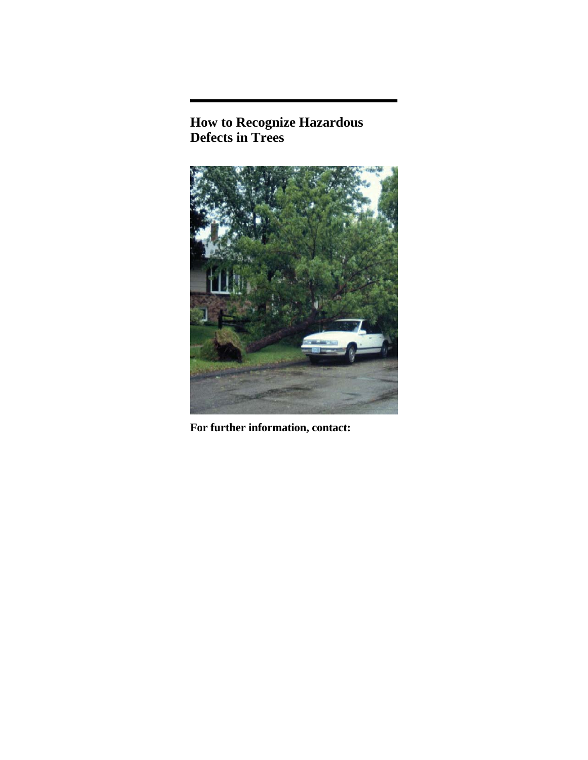# How to Recognize Hazardous Defects in Trees

**For further information, contact:**